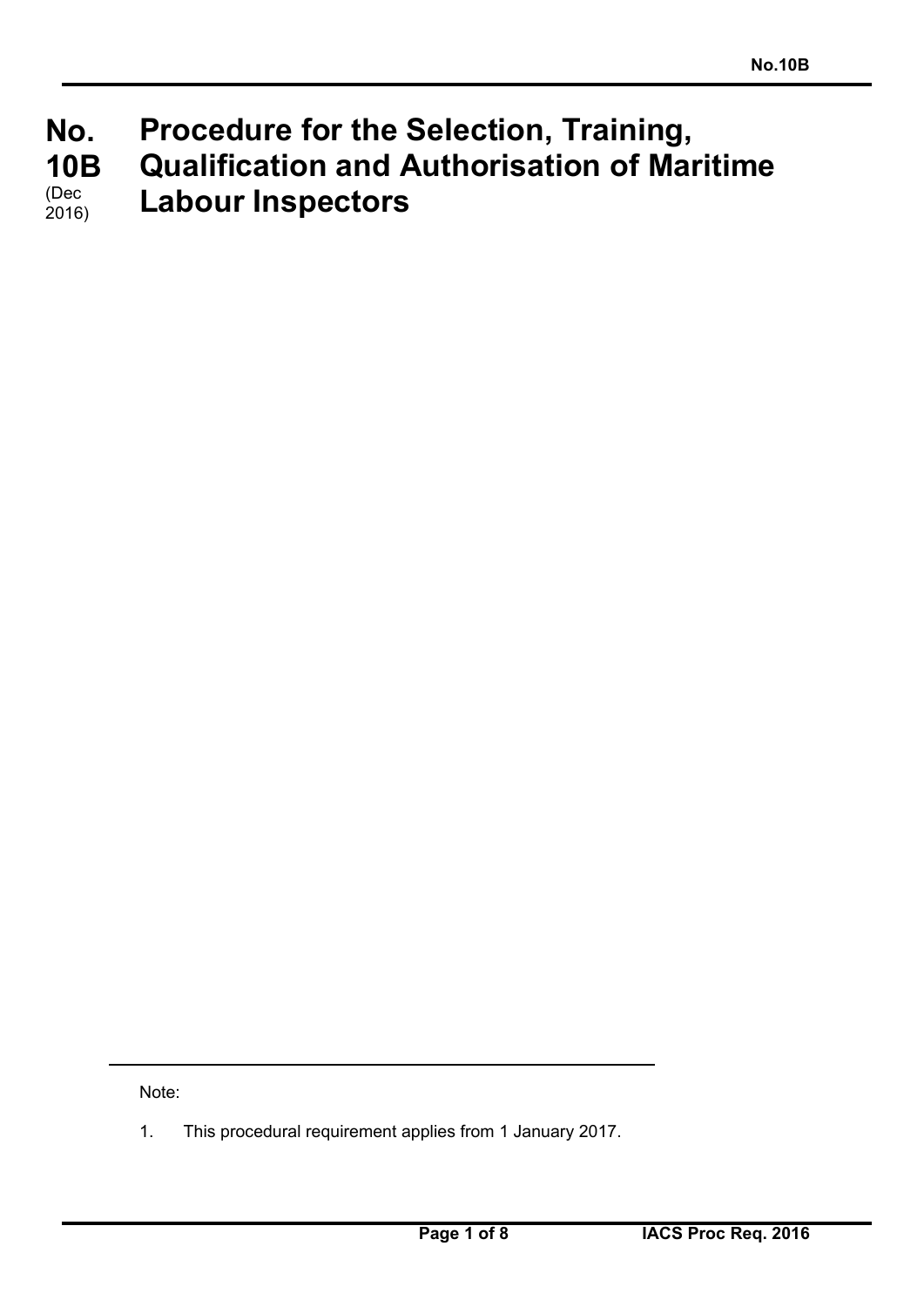# No. 10B (Dec 2016) Procedure for the Selection, Training, Qualification and Authorisation of Maritime Labour Inspectors

---

Note:

1. This procedural requirement applies from 1 January 2017.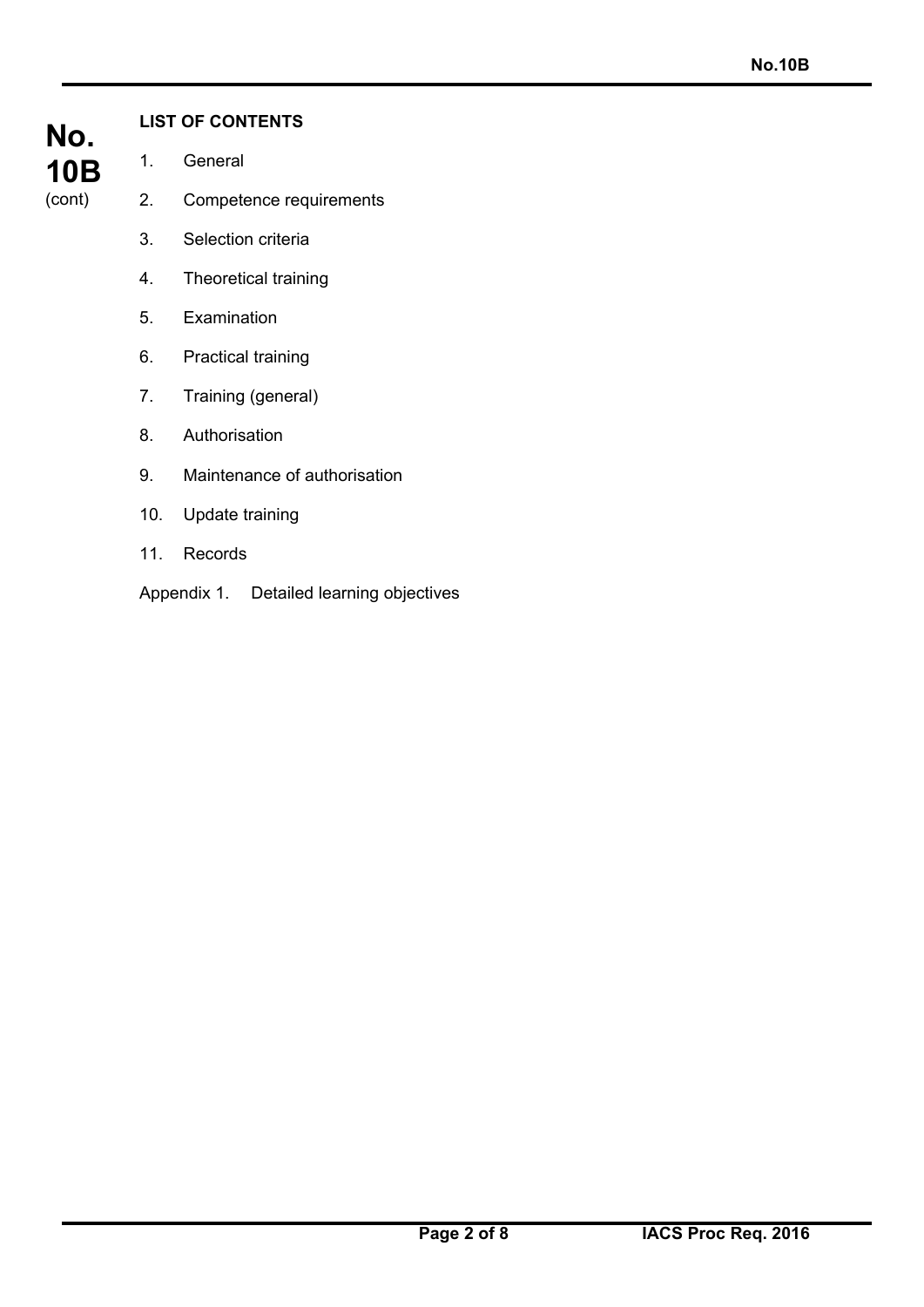**LIST OF CONTENTS**

1. General
2. Competence requirements
3. Selection criteria
4. Theoretical training
5. Examination
6. Practical training
7. Training (general)
8. Authorisation
9. Maintenance of authorisation
10. Update training
11. Records

Appendix 1. Detailed learning objectives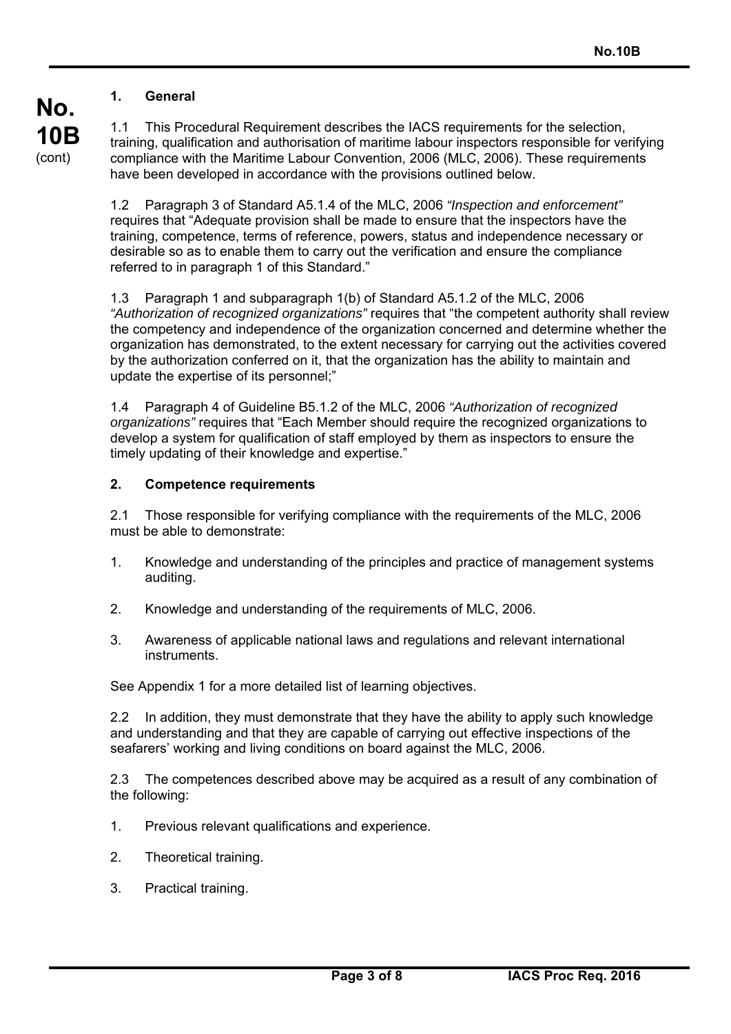## 1. General

1.1 This Procedural Requirement describes the IACS requirements for the selection, training, qualification and authorisation of maritime labour inspectors responsible for verifying compliance with the Maritime Labour Convention, 2006 (MLC, 2006). These requirements have been developed in accordance with the provisions outlined below.

1.2 Paragraph 3 of Standard A5.1.4 of the MLC, 2006 *"Inspection and enforcement"* requires that "Adequate provision shall be made to ensure that the inspectors have the training, competence, terms of reference, powers, status and independence necessary or desirable so as to enable them to carry out the verification and ensure the compliance referred to in paragraph 1 of this Standard."

1.3 Paragraph 1 and subparagraph 1(b) of Standard A5.1.2 of the MLC, 2006 *"Authorization of recognized organizations"* requires that "the competent authority shall review the competency and independence of the organization concerned and determine whether the organization has demonstrated, to the extent necessary for carrying out the activities covered by the authorization conferred on it, that the organization has the ability to maintain and update the expertise of its personnel;"

1.4 Paragraph 4 of Guideline B5.1.2 of the MLC, 2006 *"Authorization of recognized organizations"* requires that "Each Member should require the recognized organizations to develop a system for qualification of staff employed by them as inspectors to ensure the timely updating of their knowledge and expertise."

## 2. Competence requirements

2.1 Those responsible for verifying compliance with the requirements of the MLC, 2006 must be able to demonstrate:

1. Knowledge and understanding of the principles and practice of management systems auditing.
2. Knowledge and understanding of the requirements of MLC, 2006.
3. Awareness of applicable national laws and regulations and relevant international instruments.

See Appendix 1 for a more detailed list of learning objectives.

2.2 In addition, they must demonstrate that they have the ability to apply such knowledge and understanding and that they are capable of carrying out effective inspections of the seafarers' working and living conditions on board against the MLC, 2006.

2.3 The competences described above may be acquired as a result of any combination of the following:

1. Previous relevant qualifications and experience.
2. Theoretical training.
3. Practical training.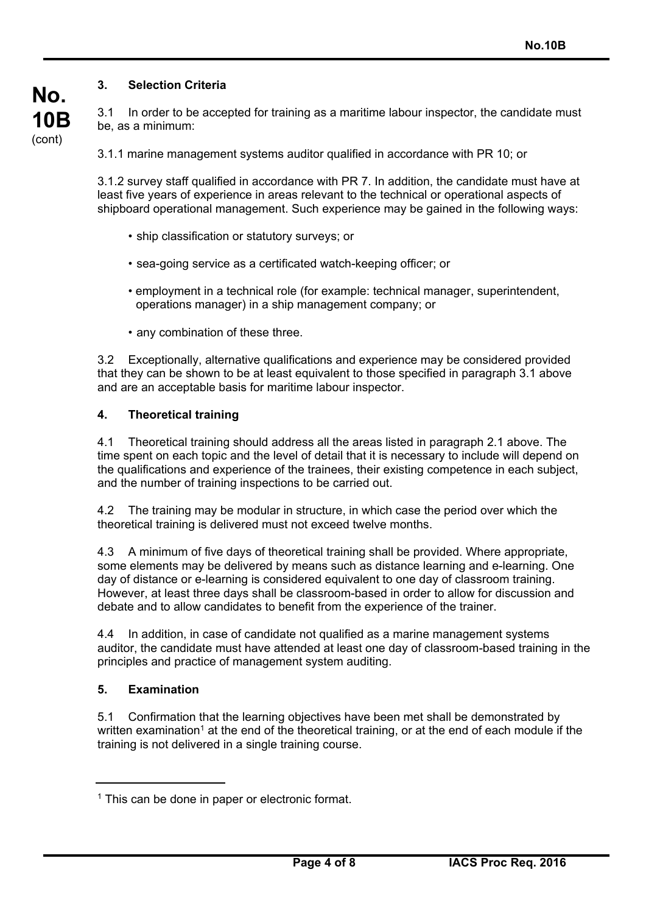## 3. Selection Criteria

3.1 In order to be accepted for training as a maritime labour inspector, the candidate must be, as a minimum:

3.1.1 marine management systems auditor qualified in accordance with PR 10; or

3.1.2 survey staff qualified in accordance with PR 7. In addition, the candidate must have at least five years of experience in areas relevant to the technical or operational aspects of shipboard operational management. Such experience may be gained in the following ways:

- ship classification or statutory surveys; or
- sea-going service as a certificated watch-keeping officer; or
- employment in a technical role (for example: technical manager, superintendent, operations manager) in a ship management company; or
- any combination of these three.

3.2 Exceptionally, alternative qualifications and experience may be considered provided that they can be shown to be at least equivalent to those specified in paragraph 3.1 above and are an acceptable basis for maritime labour inspector.

## 4. Theoretical training

4.1 Theoretical training should address all the areas listed in paragraph 2.1 above. The time spent on each topic and the level of detail that it is necessary to include will depend on the qualifications and experience of the trainees, their existing competence in each subject, and the number of training inspections to be carried out.

4.2 The training may be modular in structure, in which case the period over which the theoretical training is delivered must not exceed twelve months.

4.3 A minimum of five days of theoretical training shall be provided. Where appropriate, some elements may be delivered by means such as distance learning and e-learning. One day of distance or e-learning is considered equivalent to one day of classroom training. However, at least three days shall be classroom-based in order to allow for discussion and debate and to allow candidates to benefit from the experience of the trainer.

4.4 In addition, in case of candidate not qualified as a marine management systems auditor, the candidate must have attended at least one day of classroom-based training in the principles and practice of management system auditing.

## 5. Examination

5.1 Confirmation that the learning objectives have been met shall be demonstrated by written examination[1] at the end of the theoretical training, or at the end of each module if the training is not delivered in a single training course.

---

[1] This can be done in paper or electronic format.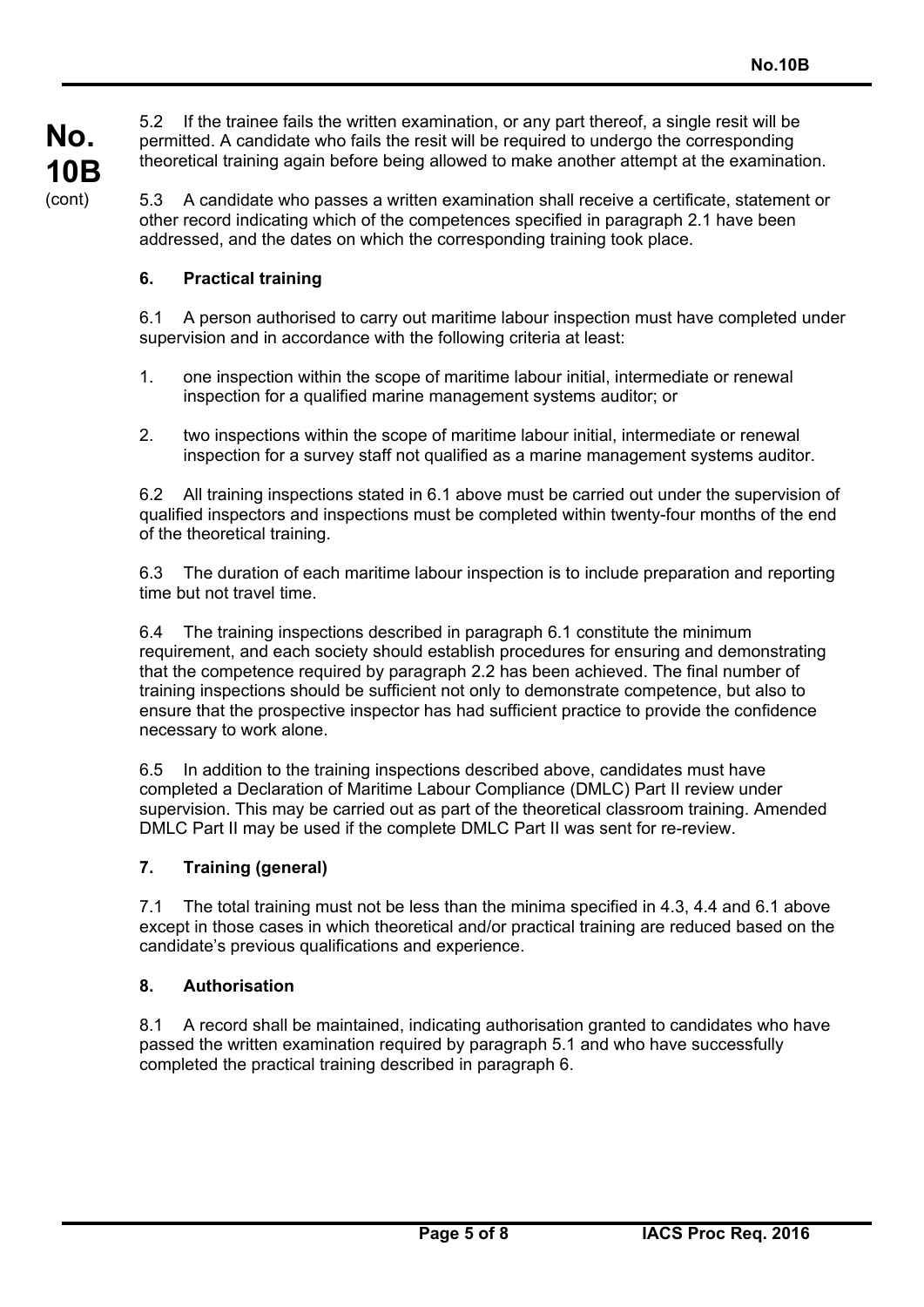5.2 If the trainee fails the written examination, or any part thereof, a single resit will be permitted. A candidate who fails the resit will be required to undergo the corresponding theoretical training again before being allowed to make another attempt at the examination.

5.3 A candidate who passes a written examination shall receive a certificate, statement or other record indicating which of the competences specified in paragraph 2.1 have been addressed, and the dates on which the corresponding training took place.

### 6. Practical training

6.1 A person authorised to carry out maritime labour inspection must have completed under supervision and in accordance with the following criteria at least:

1. one inspection within the scope of maritime labour initial, intermediate or renewal inspection for a qualified marine management systems auditor; or
2. two inspections within the scope of maritime labour initial, intermediate or renewal inspection for a survey staff not qualified as a marine management systems auditor.

6.2 All training inspections stated in 6.1 above must be carried out under the supervision of qualified inspectors and inspections must be completed within twenty-four months of the end of the theoretical training.

6.3 The duration of each maritime labour inspection is to include preparation and reporting time but not travel time.

6.4 The training inspections described in paragraph 6.1 constitute the minimum requirement, and each society should establish procedures for ensuring and demonstrating that the competence required by paragraph 2.2 has been achieved. The final number of training inspections should be sufficient not only to demonstrate competence, but also to ensure that the prospective inspector has had sufficient practice to provide the confidence necessary to work alone.

6.5 In addition to the training inspections described above, candidates must have completed a Declaration of Maritime Labour Compliance (DMLC) Part II review under supervision. This may be carried out as part of the theoretical classroom training. Amended DMLC Part II may be used if the complete DMLC Part II was sent for re-review.

### 7. Training (general)

7.1 The total training must not be less than the minima specified in 4.3, 4.4 and 6.1 above except in those cases in which theoretical and/or practical training are reduced based on the candidate's previous qualifications and experience.

### 8. Authorisation

8.1 A record shall be maintained, indicating authorisation granted to candidates who have passed the written examination required by paragraph 5.1 and who have successfully completed the practical training described in paragraph 6.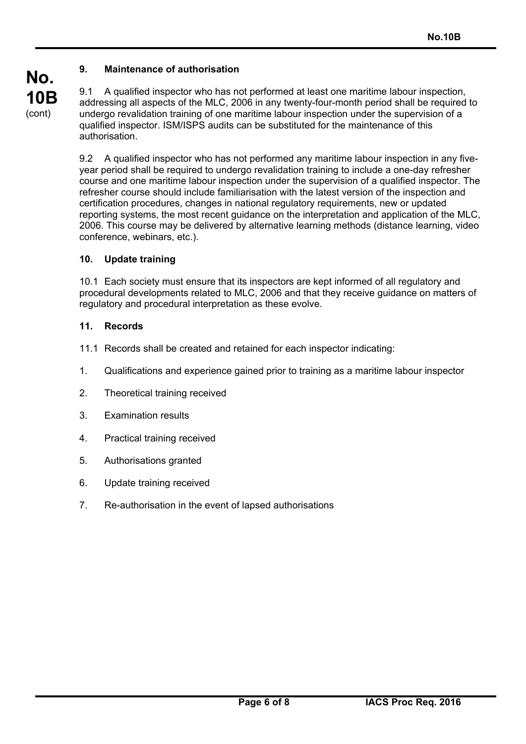## 9. Maintenance of authorisation

9.1 A qualified inspector who has not performed at least one maritime labour inspection, addressing all aspects of the MLC, 2006 in any twenty-four-month period shall be required to undergo revalidation training of one maritime labour inspection under the supervision of a qualified inspector. ISM/ISPS audits can be substituted for the maintenance of this authorisation.

9.2 A qualified inspector who has not performed any maritime labour inspection in any five-year period shall be required to undergo revalidation training to include a one-day refresher course and one maritime labour inspection under the supervision of a qualified inspector. The refresher course should include familiarisation with the latest version of the inspection and certification procedures, changes in national regulatory requirements, new or updated reporting systems, the most recent guidance on the interpretation and application of the MLC, 2006. This course may be delivered by alternative learning methods (distance learning, video conference, webinars, etc.).

## 10. Update training

10.1 Each society must ensure that its inspectors are kept informed of all regulatory and procedural developments related to MLC, 2006 and that they receive guidance on matters of regulatory and procedural interpretation as these evolve.

## 11. Records

11.1 Records shall be created and retained for each inspector indicating:

1. Qualifications and experience gained prior to training as a maritime labour inspector
2. Theoretical training received
3. Examination results
4. Practical training received
5. Authorisations granted
6. Update training received
7. Re-authorisation in the event of lapsed authorisations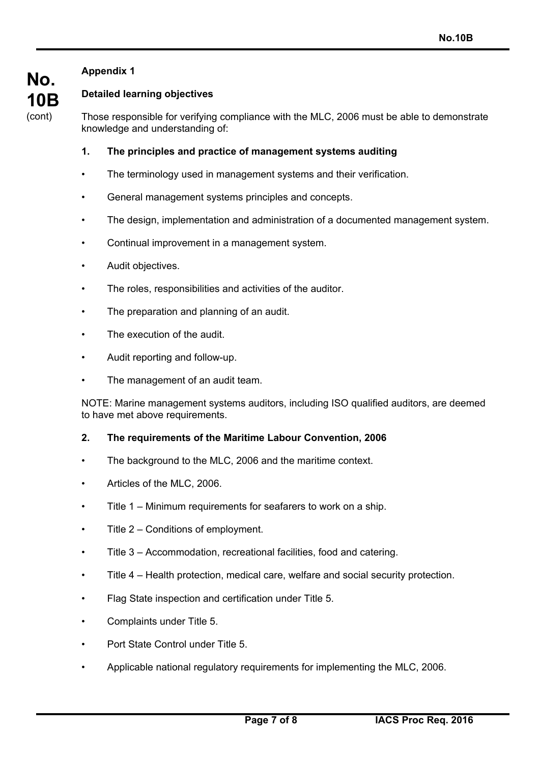**Appendix 1**

**Detailed learning objectives**

Those responsible for verifying compliance with the MLC, 2006 must be able to demonstrate knowledge and understanding of:

**1. The principles and practice of management systems auditing**

- The terminology used in management systems and their verification.
- General management systems principles and concepts.
- The design, implementation and administration of a documented management system.
- Continual improvement in a management system.
- Audit objectives.
- The roles, responsibilities and activities of the auditor.
- The preparation and planning of an audit.
- The execution of the audit.
- Audit reporting and follow-up.
- The management of an audit team.

NOTE: Marine management systems auditors, including ISO qualified auditors, are deemed to have met above requirements.

**2. The requirements of the Maritime Labour Convention, 2006**

- The background to the MLC, 2006 and the maritime context.
- Articles of the MLC, 2006.
- Title 1 – Minimum requirements for seafarers to work on a ship.
- Title 2 – Conditions of employment.
- Title 3 – Accommodation, recreational facilities, food and catering.
- Title 4 – Health protection, medical care, welfare and social security protection.
- Flag State inspection and certification under Title 5.
- Complaints under Title 5.
- Port State Control under Title 5.
- Applicable national regulatory requirements for implementing the MLC, 2006.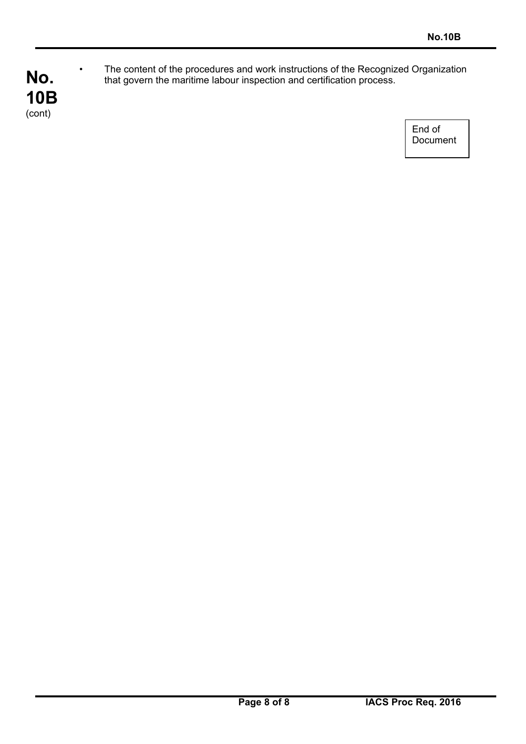- The content of the procedures and work instructions of the Recognized Organization that govern the maritime labour inspection and certification process.

End of Document